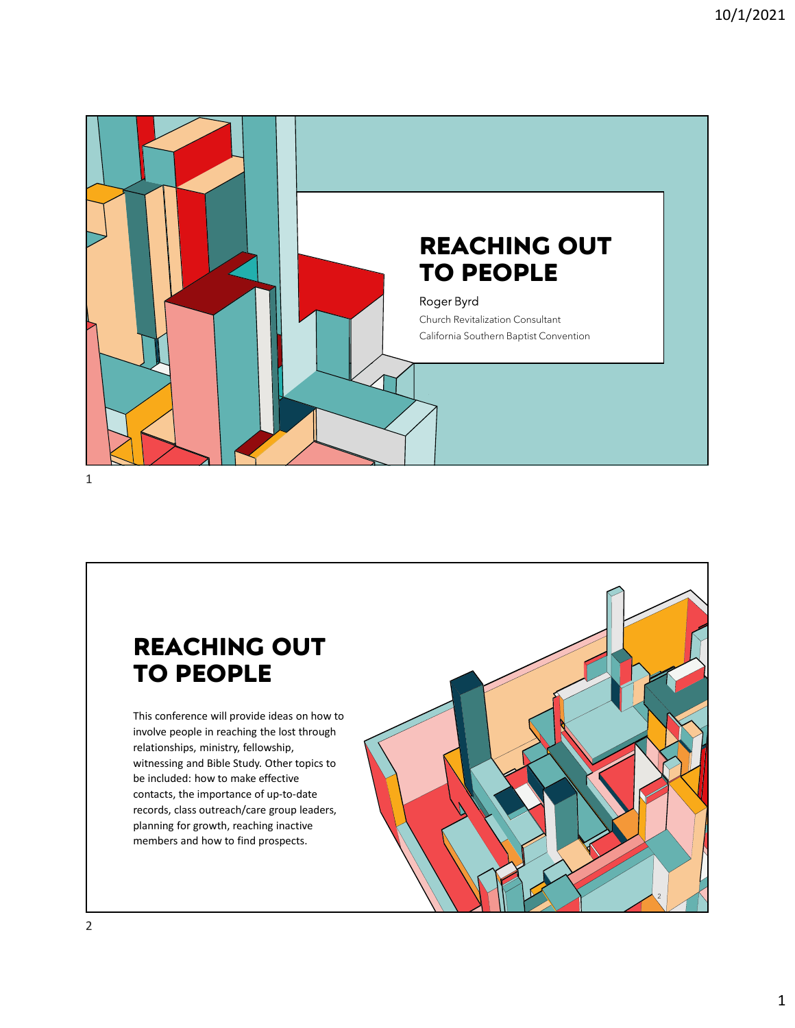# REACHING OUT TO PEOPLE

Roger Byrd

Church Revitalization Consultant

California Southern Baptist Convention

## REACHING OUT TO PEOPLE

This conference will provide ideas on how to involve people in reaching the lost through relationships, ministry, fellowship, witnessing and Bible Study. Other topics to be included: how to make effective contacts, the importance of up-to-date records, class outreach/care group leaders, planning for growth, reaching inactive members and how to find prospects.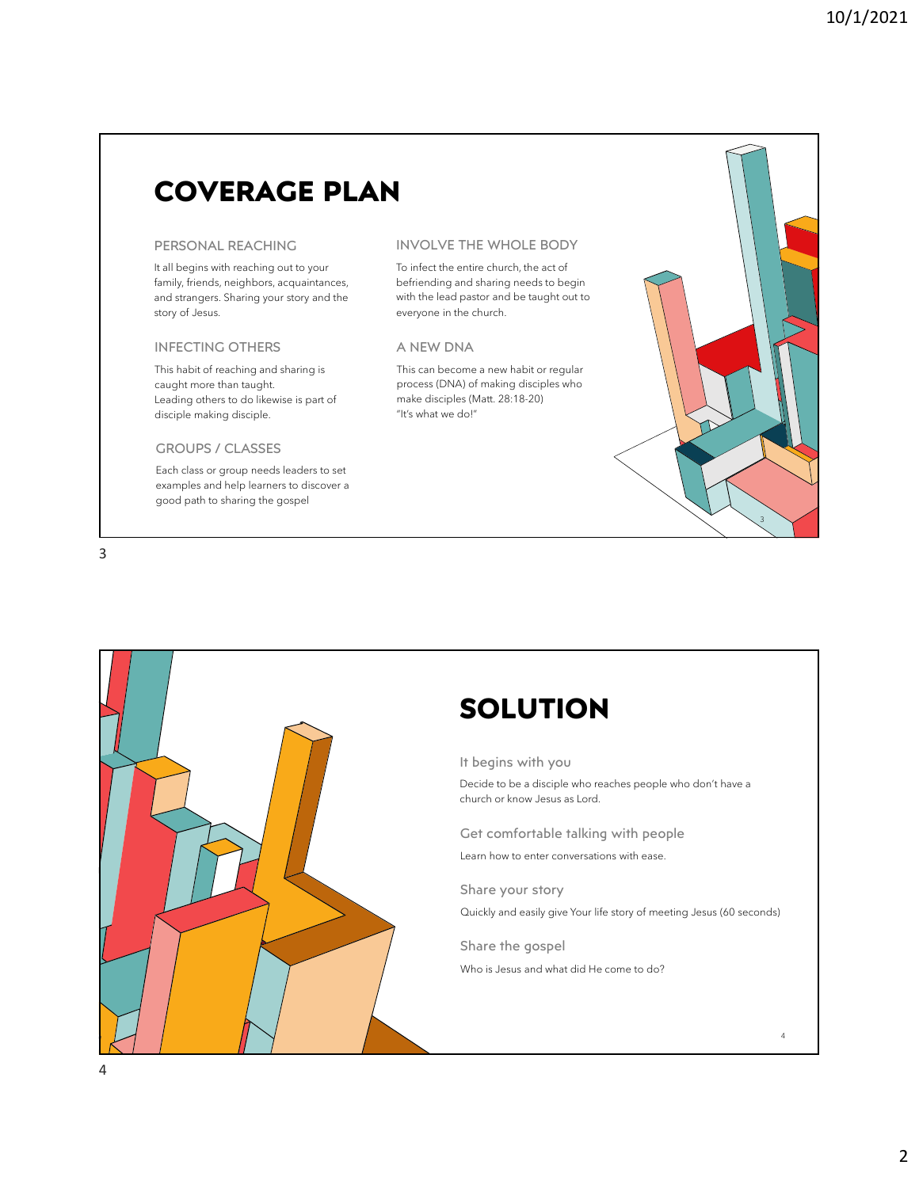# COVERAGE PLAN

### PERSONAL REACHING

It all begins with reaching out to your family, friends, neighbors, acquaintances, and strangers. Sharing your story and the story of Jesus.

### INFECTING OTHERS

This habit of reaching and sharing is caught more than taught.
Leading others to do likewise is part of disciple making disciple.

### GROUPS / CLASSES

Each class or group needs leaders to set examples and help learners to discover a good path to sharing the gospel

### INVOLVE THE WHOLE BODY

To infect the entire church, the act of befriending and sharing needs to begin with the lead pastor and be taught out to everyone in the church.

### A NEW DNA

This can become a new habit or regular process (DNA) of making disciples who make disciples (Matt. 28:18-20)
"It's what we do!"

# SOLUTION

### It begins with you

Decide to be a disciple who reaches people who don't have a church or know Jesus as Lord.

### Get comfortable talking with people

Learn how to enter conversations with ease.

### Share your story

Quickly and easily give Your life story of meeting Jesus (60 seconds)

### Share the gospel

Who is Jesus and what did He come to do?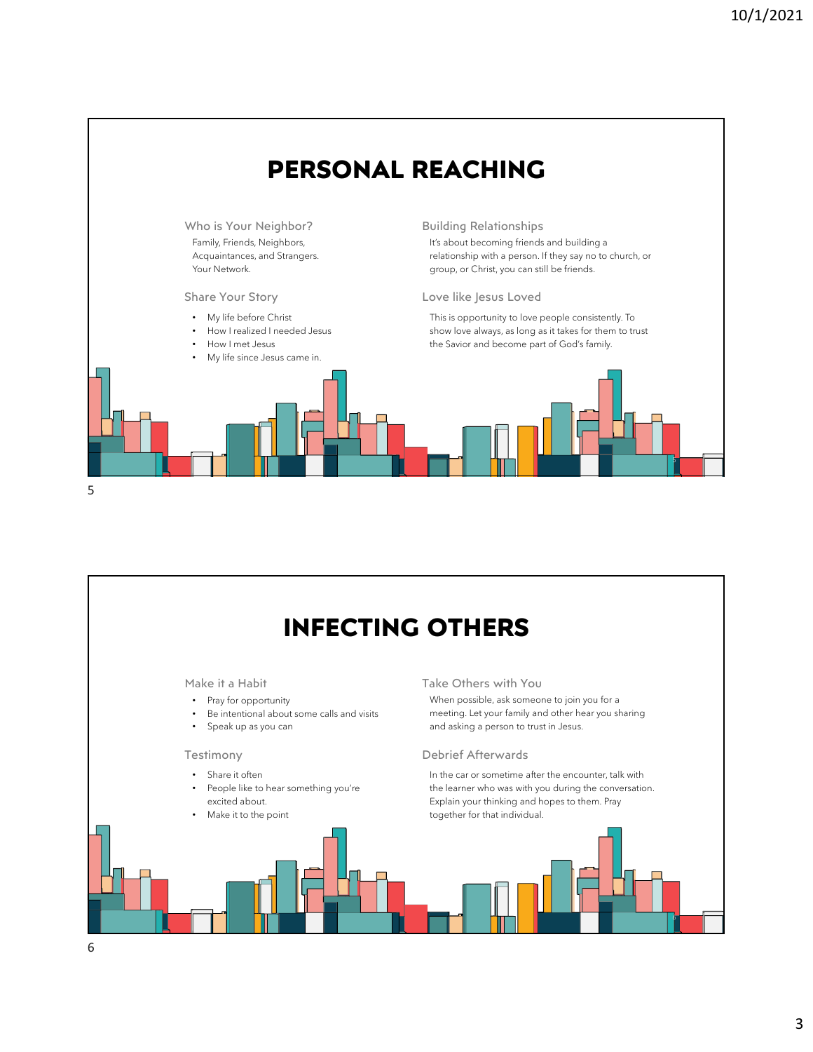# PERSONAL REACHING

### Who is Your Neighbor?

Family, Friends, Neighbors, Acquaintances, and Strangers. Your Network.

### Share Your Story

- My life before Christ
- How I realized I needed Jesus
- How I met Jesus
- My life since Jesus came in.

### Building Relationships

It's about becoming friends and building a relationship with a person. If they say no to church, or group, or Christ, you can still be friends.

### Love like Jesus Loved

This is opportunity to love people consistently. To show love always, as long as it takes for them to trust the Savior and become part of God's family.

# INFECTING OTHERS

### Make it a Habit

- Pray for opportunity
- Be intentional about some calls and visits
- Speak up as you can

### Testimony

- Share it often
- People like to hear something you're excited about.
- Make it to the point

### Take Others with You

When possible, ask someone to join you for a meeting. Let your family and other hear you sharing and asking a person to trust in Jesus.

### Debrief Afterwards

In the car or sometime after the encounter, talk with the learner who was with you during the conversation. Explain your thinking and hopes to them. Pray together for that individual.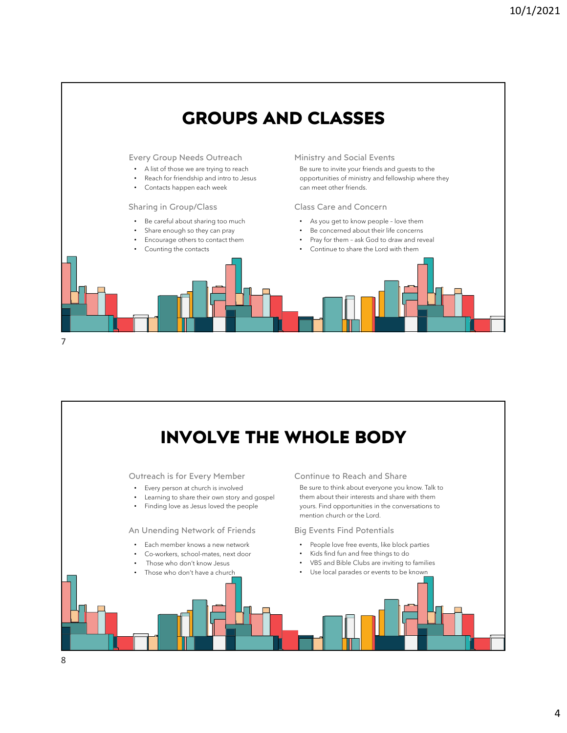# GROUPS AND CLASSES

### Every Group Needs Outreach

- A list of those we are trying to reach
- Reach for friendship and intro to Jesus
- Contacts happen each week

### Sharing in Group/Class

- Be careful about sharing too much
- Share enough so they can pray
- Encourage others to contact them
- Counting the contacts

### Ministry and Social Events

Be sure to invite your friends and guests to the opportunities of ministry and fellowship where they can meet other friends.

### Class Care and Concern

- As you get to know people – love them
- Be concerned about their life concerns
- Pray for them – ask God to draw and reveal
- Continue to share the Lord with them

# INVOLVE THE WHOLE BODY

### Outreach is for Every Member

- Every person at church is involved
- Learning to share their own story and gospel
- Finding love as Jesus loved the people

### An Unending Network of Friends

- Each member knows a new network
- Co-workers, school-mates, next door
- Those who don't know Jesus
- Those who don't have a church

### Continue to Reach and Share

Be sure to think about everyone you know. Talk to them about their interests and share with them yours. Find opportunities in the conversations to mention church or the Lord.

### Big Events Find Potentials

- People love free events, like block parties
- Kids find fun and free things to do
- VBS and Bible Clubs are inviting to families
- Use local parades or events to be known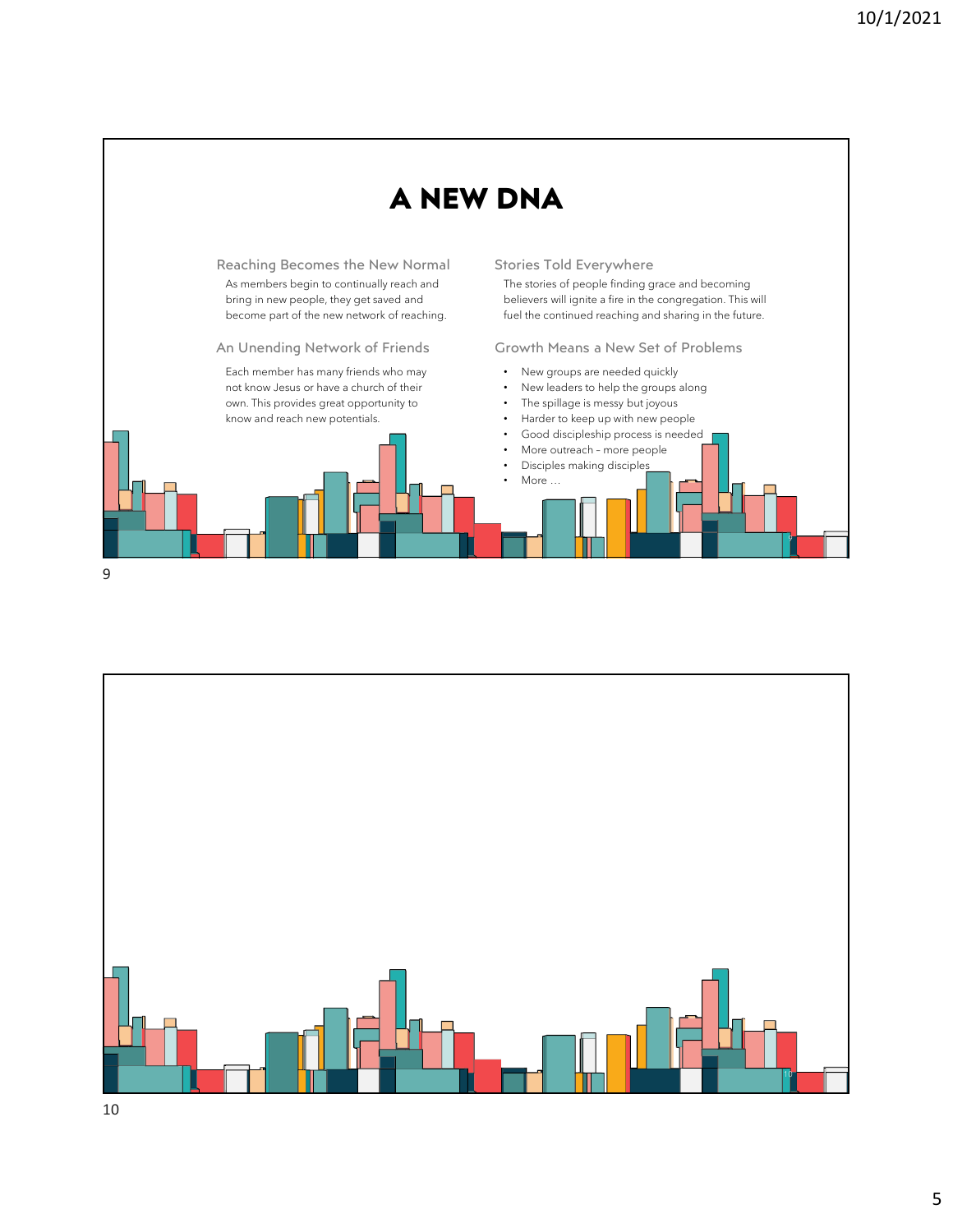# A NEW DNA

### Reaching Becomes the New Normal

As members begin to continually reach and bring in new people, they get saved and become part of the new network of reaching.

### An Unending Network of Friends

Each member has many friends who may not know Jesus or have a church of their own. This provides great opportunity to know and reach new potentials.

### Stories Told Everywhere

The stories of people finding grace and becoming believers will ignite a fire in the congregation. This will fuel the continued reaching and sharing in the future.

### Growth Means a New Set of Problems

- New groups are needed quickly
- New leaders to help the groups along
- The spillage is messy but joyous
- Harder to keep up with new people
- Good discipleship process is needed
- More outreach – more people
- Disciples making disciples
- More …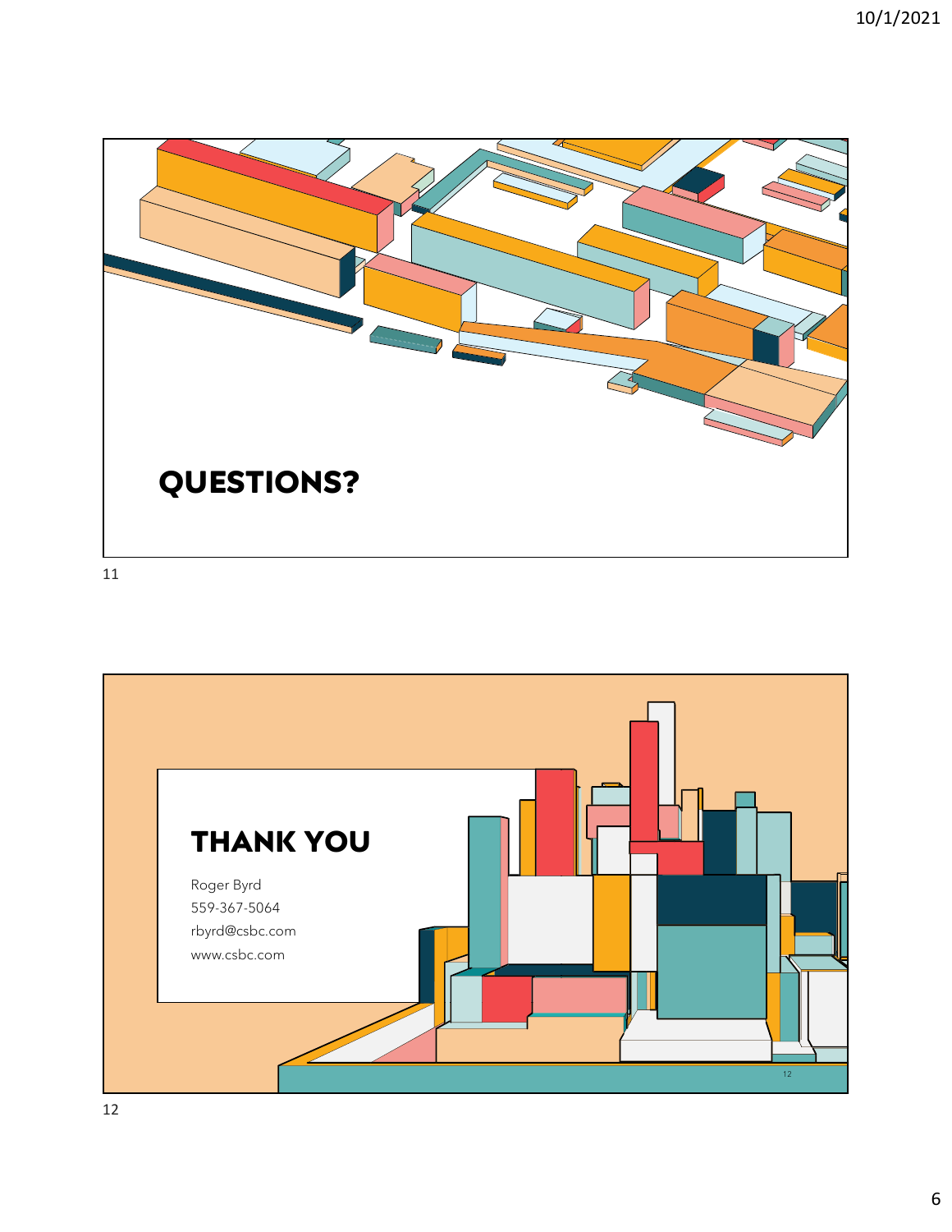## QUESTIONS?

## THANK YOU

Roger Byrd
559-367-5064
rbyrd@csbc.com
www.csbc.com